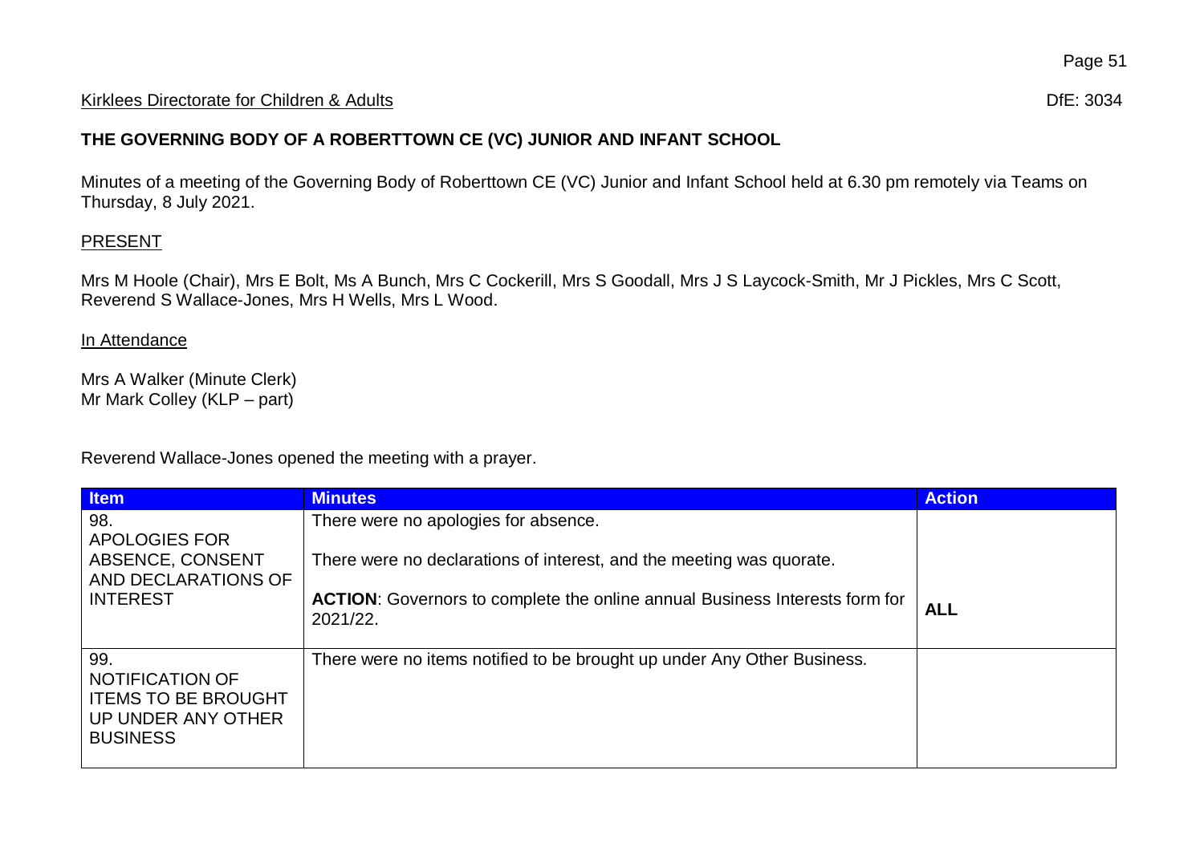Kirklees Directorate for Children & Adults DfE: 3034

## THE GOVERNING BODY OF A ROBERTTOWN CE (VC) JUNIOR AND INFANT SCHOOL

Minutes of a meeting of the Governing Body of Roberttown CE (VC) Junior and Infant School held at 6.30 pm remotely via Teams on Thursday, 8 July 2021.

PRESENT

Mrs M Hoole (Chair), Mrs E Bolt, Ms A Bunch, Mrs C Cockerill, Mrs S Goodall, Mrs J S Laycock-Smith, Mr J Pickles, Mrs C Scott, Reverend S Wallace-Jones, Mrs H Wells, Mrs L Wood.

In Attendance

Mrs A Walker (Minute Clerk)
Mr Mark Colley (KLP – part)

Reverend Wallace-Jones opened the meeting with a prayer.

| Item | Minutes | Action |
| --- | --- | --- |
| 98. APOLOGIES FOR ABSENCE, CONSENT AND DECLARATIONS OF INTEREST | There were no apologies for absence.<br><br>There were no declarations of interest, and the meeting was quorate.<br><br>**ACTION**: Governors to complete the online annual Business Interests form for 2021/22. | **ALL** |
| 99. NOTIFICATION OF ITEMS TO BE BROUGHT UP UNDER ANY OTHER BUSINESS | There were no items notified to be brought up under Any Other Business. | |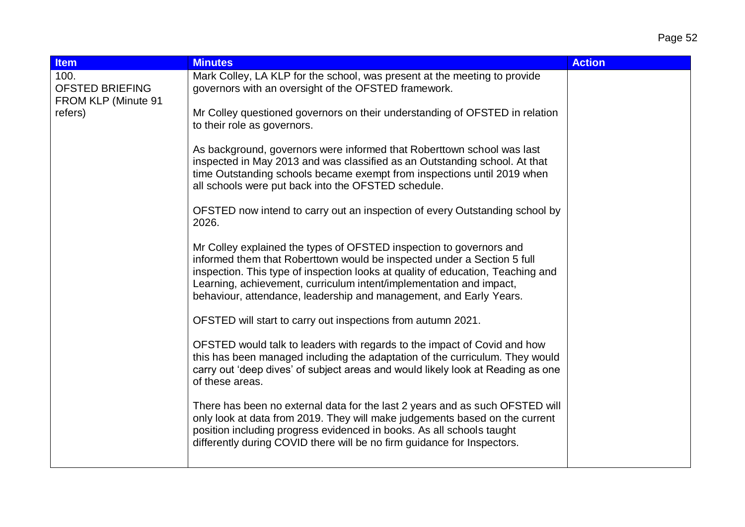| Item | Minutes | Action |
| --- | --- | --- |
| 100. OFSTED BRIEFING FROM KLP (Minute 91 refers) | Mark Colley, LA KLP for the school, was present at the meeting to provide governors with an oversight of the OFSTED framework.<br><br>Mr Colley questioned governors on their understanding of OFSTED in relation to their role as governors.<br><br>As background, governors were informed that Roberttown school was last inspected in May 2013 and was classified as an Outstanding school. At that time Outstanding schools became exempt from inspections until 2019 when all schools were put back into the OFSTED schedule.<br><br>OFSTED now intend to carry out an inspection of every Outstanding school by 2026.<br><br>Mr Colley explained the types of OFSTED inspection to governors and informed them that Roberttown would be inspected under a Section 5 full inspection. This type of inspection looks at quality of education, Teaching and Learning, achievement, curriculum intent/implementation and impact, behaviour, attendance, leadership and management, and Early Years.<br><br>OFSTED will start to carry out inspections from autumn 2021.<br><br>OFSTED would talk to leaders with regards to the impact of Covid and how this has been managed including the adaptation of the curriculum. They would carry out 'deep dives' of subject areas and would likely look at Reading as one of these areas.<br><br>There has been no external data for the last 2 years and as such OFSTED will only look at data from 2019. They will make judgements based on the current position including progress evidenced in books. As all schools taught differently during COVID there will be no firm guidance for Inspectors. | |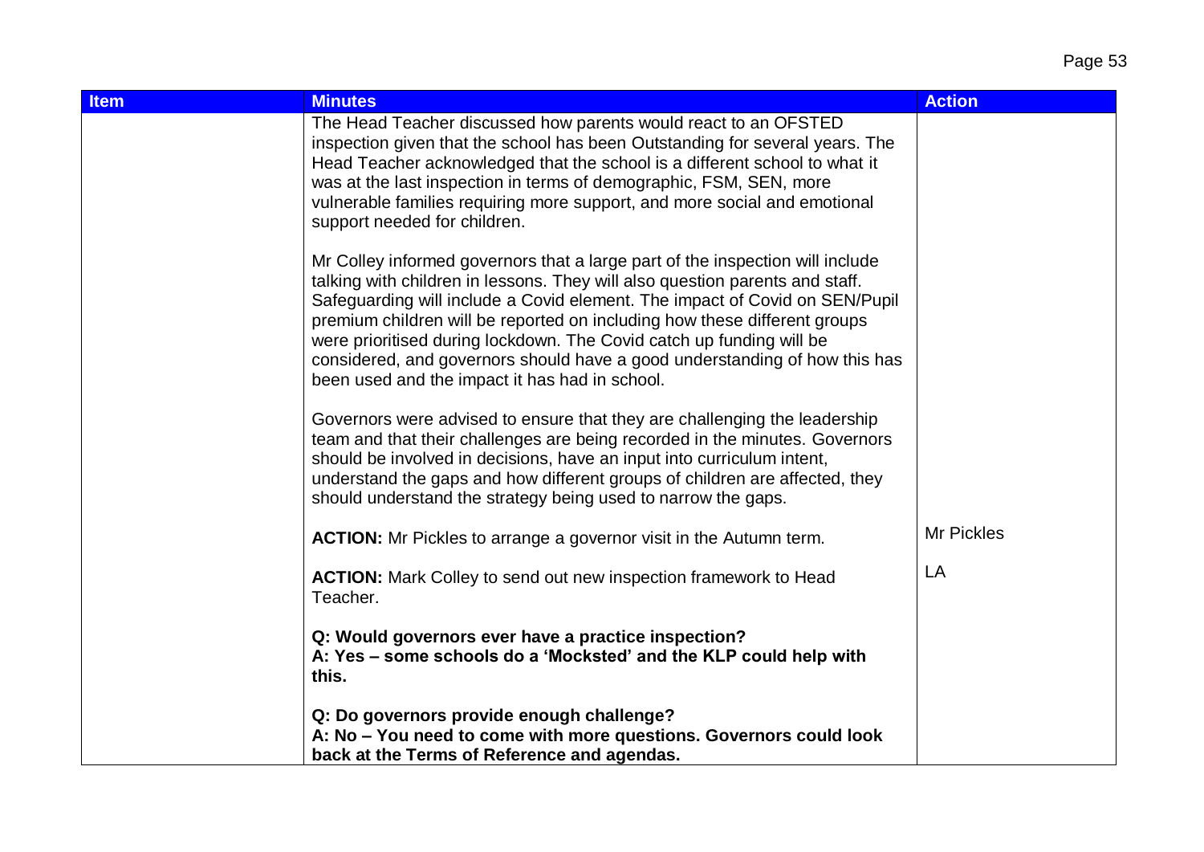| Item | Minutes | Action |
| --- | --- | --- |
| | The Head Teacher discussed how parents would react to an OFSTED inspection given that the school has been Outstanding for several years. The Head Teacher acknowledged that the school is a different school to what it was at the last inspection in terms of demographic, FSM, SEN, more vulnerable families requiring more support, and more social and emotional support needed for children.<br><br>Mr Colley informed governors that a large part of the inspection will include talking with children in lessons. They will also question parents and staff. Safeguarding will include a Covid element. The impact of Covid on SEN/Pupil premium children will be reported on including how these different groups were prioritised during lockdown. The Covid catch up funding will be considered, and governors should have a good understanding of how this has been used and the impact it has had in school.<br><br>Governors were advised to ensure that they are challenging the leadership team and that their challenges are being recorded in the minutes. Governors should be involved in decisions, have an input into curriculum intent, understand the gaps and how different groups of children are affected, they should understand the strategy being used to narrow the gaps. | |
| | **ACTION:** Mr Pickles to arrange a governor visit in the Autumn term. | Mr Pickles |
| | **ACTION:** Mark Colley to send out new inspection framework to Head Teacher. | LA |
| | **Q: Would governors ever have a practice inspection?**<br>**A: Yes – some schools do a 'Mocksted' and the KLP could help with this.**<br><br>**Q: Do governors provide enough challenge?**<br>**A: No – You need to come with more questions. Governors could look back at the Terms of Reference and agendas.** | |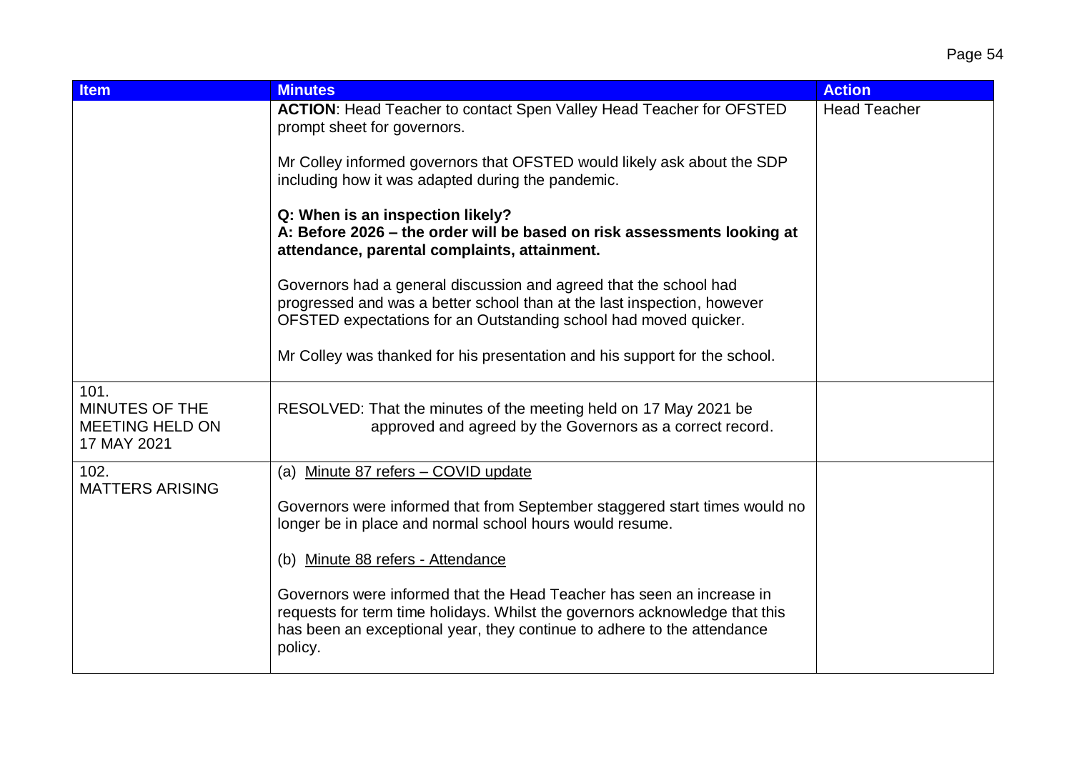| Item | Minutes | Action |
|---|---|---|
| | **ACTION**: Head Teacher to contact Spen Valley Head Teacher for OFSTED prompt sheet for governors.<br><br>Mr Colley informed governors that OFSTED would likely ask about the SDP including how it was adapted during the pandemic.<br><br>**Q: When is an inspection likely?**<br>**A: Before 2026 – the order will be based on risk assessments looking at attendance, parental complaints, attainment.**<br><br>Governors had a general discussion and agreed that the school had progressed and was a better school than at the last inspection, however OFSTED expectations for an Outstanding school had moved quicker.<br><br>Mr Colley was thanked for his presentation and his support for the school. | Head Teacher |
| 101.<br>MINUTES OF THE MEETING HELD ON 17 MAY 2021 | RESOLVED: That the minutes of the meeting held on 17 May 2021 be approved and agreed by the Governors as a correct record. | |
| 102.<br>MATTERS ARISING | (a) Minute 87 refers – COVID update<br><br>Governors were informed that from September staggered start times would no longer be in place and normal school hours would resume.<br><br>(b) Minute 88 refers - Attendance<br><br>Governors were informed that the Head Teacher has seen an increase in requests for term time holidays. Whilst the governors acknowledge that this has been an exceptional year, they continue to adhere to the attendance policy. | |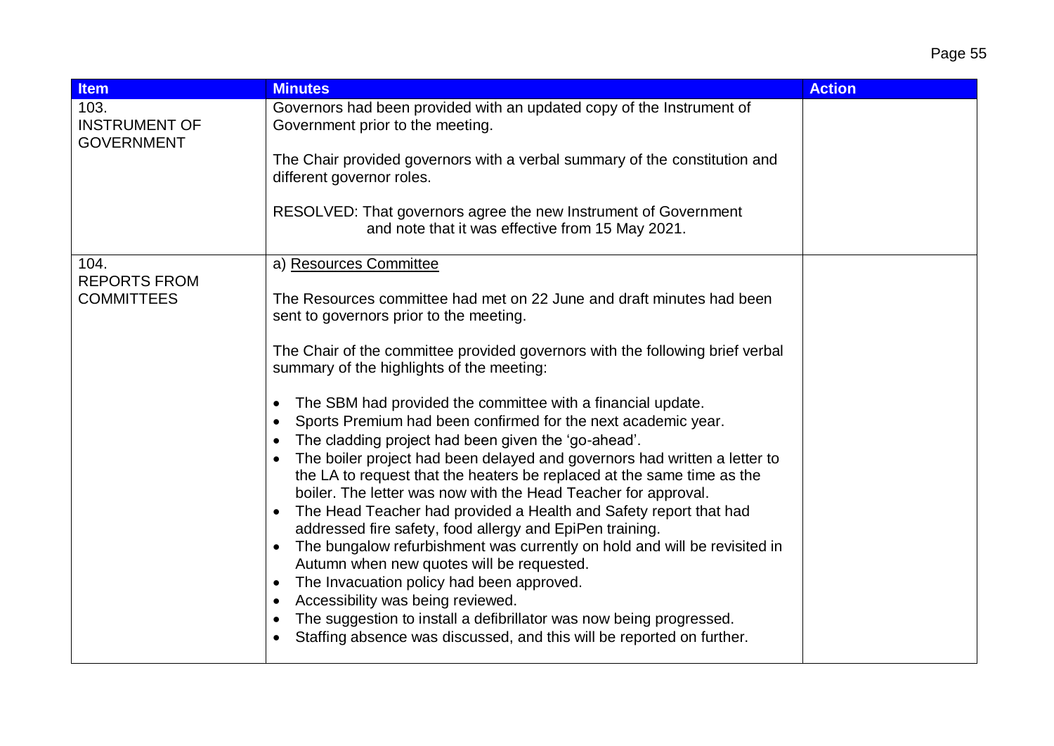| Item | Minutes | Action |
|---|---|---|
| 103. INSTRUMENT OF GOVERNMENT | Governors had been provided with an updated copy of the Instrument of Government prior to the meeting.<br><br>The Chair provided governors with a verbal summary of the constitution and different governor roles.<br><br>RESOLVED: That governors agree the new Instrument of Government and note that it was effective from 15 May 2021. | |
| 104. REPORTS FROM COMMITTEES | a) <u>Resources Committee</u><br><br>The Resources committee had met on 22 June and draft minutes had been sent to governors prior to the meeting.<br><br>The Chair of the committee provided governors with the following brief verbal summary of the highlights of the meeting:<br><br>• The SBM had provided the committee with a financial update.<br>• Sports Premium had been confirmed for the next academic year.<br>• The cladding project had been given the 'go-ahead'.<br>• The boiler project had been delayed and governors had written a letter to the LA to request that the heaters be replaced at the same time as the boiler. The letter was now with the Head Teacher for approval.<br>• The Head Teacher had provided a Health and Safety report that had addressed fire safety, food allergy and EpiPen training.<br>• The bungalow refurbishment was currently on hold and will be revisited in Autumn when new quotes will be requested.<br>• The Invacuation policy had been approved.<br>• Accessibility was being reviewed.<br>• The suggestion to install a defibrillator was now being progressed.<br>• Staffing absence was discussed, and this will be reported on further. | |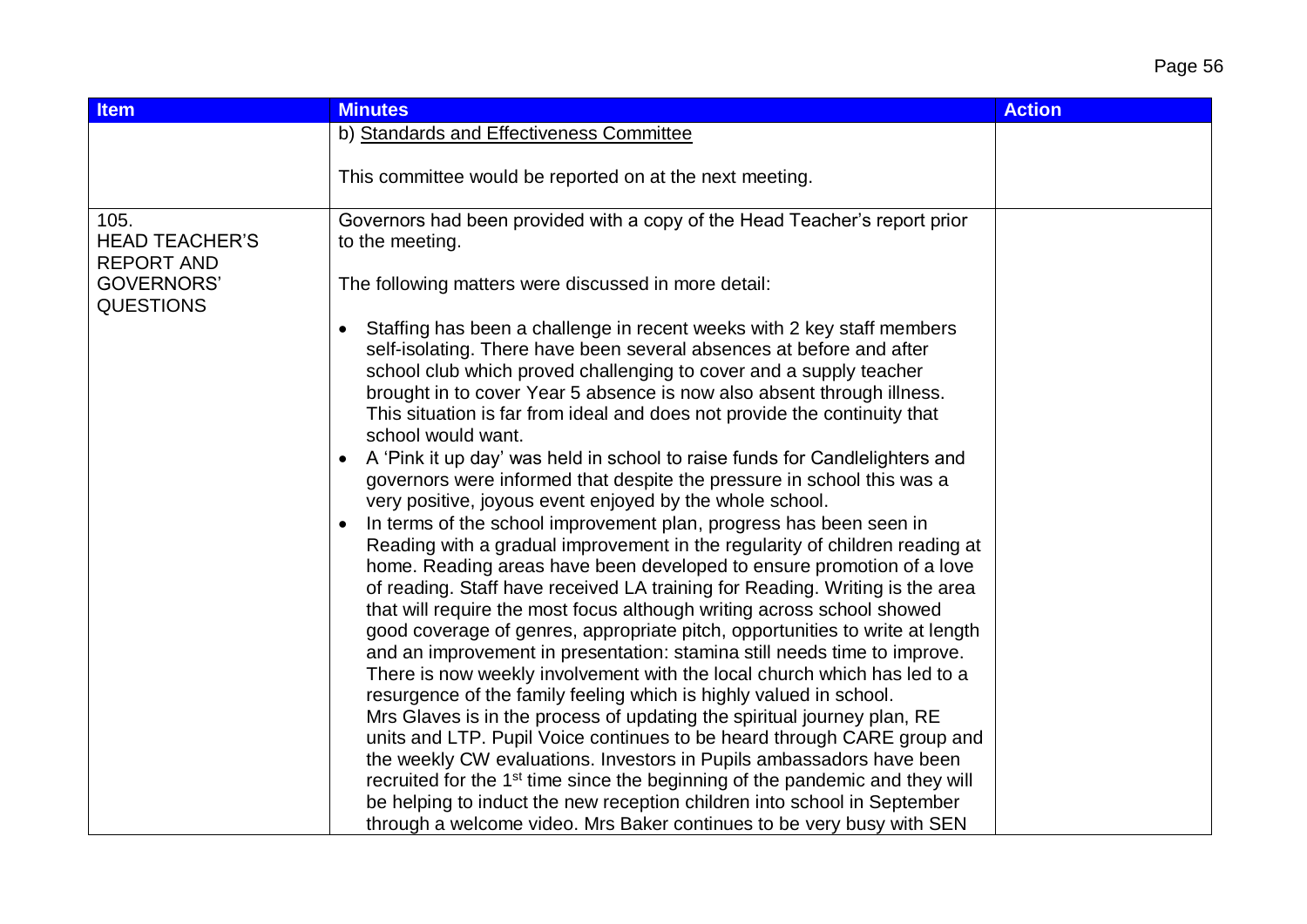| Item | Minutes | Action |
|---|---|---|
| | b) Standards and Effectiveness Committee<br><br>This committee would be reported on at the next meeting. | |
| 105. HEAD TEACHER'S REPORT AND GOVERNORS' QUESTIONS | Governors had been provided with a copy of the Head Teacher's report prior to the meeting.<br><br>The following matters were discussed in more detail:<br><br>• Staffing has been a challenge in recent weeks with 2 key staff members self-isolating. There have been several absences at before and after school club which proved challenging to cover and a supply teacher brought in to cover Year 5 absence is now also absent through illness. This situation is far from ideal and does not provide the continuity that school would want.<br>• A 'Pink it up day' was held in school to raise funds for Candlelighters and governors were informed that despite the pressure in school this was a very positive, joyous event enjoyed by the whole school.<br>• In terms of the school improvement plan, progress has been seen in Reading with a gradual improvement in the regularity of children reading at home. Reading areas have been developed to ensure promotion of a love of reading. Staff have received LA training for Reading. Writing is the area that will require the most focus although writing across school showed good coverage of genres, appropriate pitch, opportunities to write at length and an improvement in presentation: stamina still needs time to improve. There is now weekly involvement with the local church which has led to a resurgence of the family feeling which is highly valued in school. Mrs Glaves is in the process of updating the spiritual journey plan, RE units and LTP. Pupil Voice continues to be heard through CARE group and the weekly CW evaluations. Investors in Pupils ambassadors have been recruited for the 1st time since the beginning of the pandemic and they will be helping to induct the new reception children into school in September through a welcome video. Mrs Baker continues to be very busy with SEN | |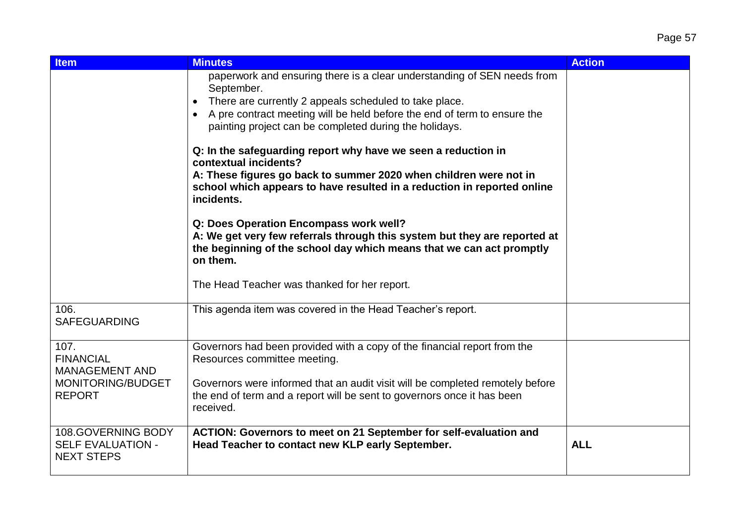| Item | Minutes | Action |
|---|---|---|
| | paperwork and ensuring there is a clear understanding of SEN needs from September.<br>• There are currently 2 appeals scheduled to take place.<br>• A pre contract meeting will be held before the end of term to ensure the painting project can be completed during the holidays.<br><br>**Q: In the safeguarding report why have we seen a reduction in contextual incidents?**<br>**A: These figures go back to summer 2020 when children were not in school which appears to have resulted in a reduction in reported online incidents.**<br><br>**Q: Does Operation Encompass work well?**<br>**A: We get very few referrals through this system but they are reported at the beginning of the school day which means that we can act promptly on them.**<br><br>The Head Teacher was thanked for her report. | |
| 106. SAFEGUARDING | This agenda item was covered in the Head Teacher's report. | |
| 107. FINANCIAL MANAGEMENT AND MONITORING/BUDGET REPORT | Governors had been provided with a copy of the financial report from the Resources committee meeting.<br><br>Governors were informed that an audit visit will be completed remotely before the end of term and a report will be sent to governors once it has been received. | |
| 108.GOVERNING BODY SELF EVALUATION - NEXT STEPS | **ACTION: Governors to meet on 21 September for self-evaluation and Head Teacher to contact new KLP early September.** | **ALL** |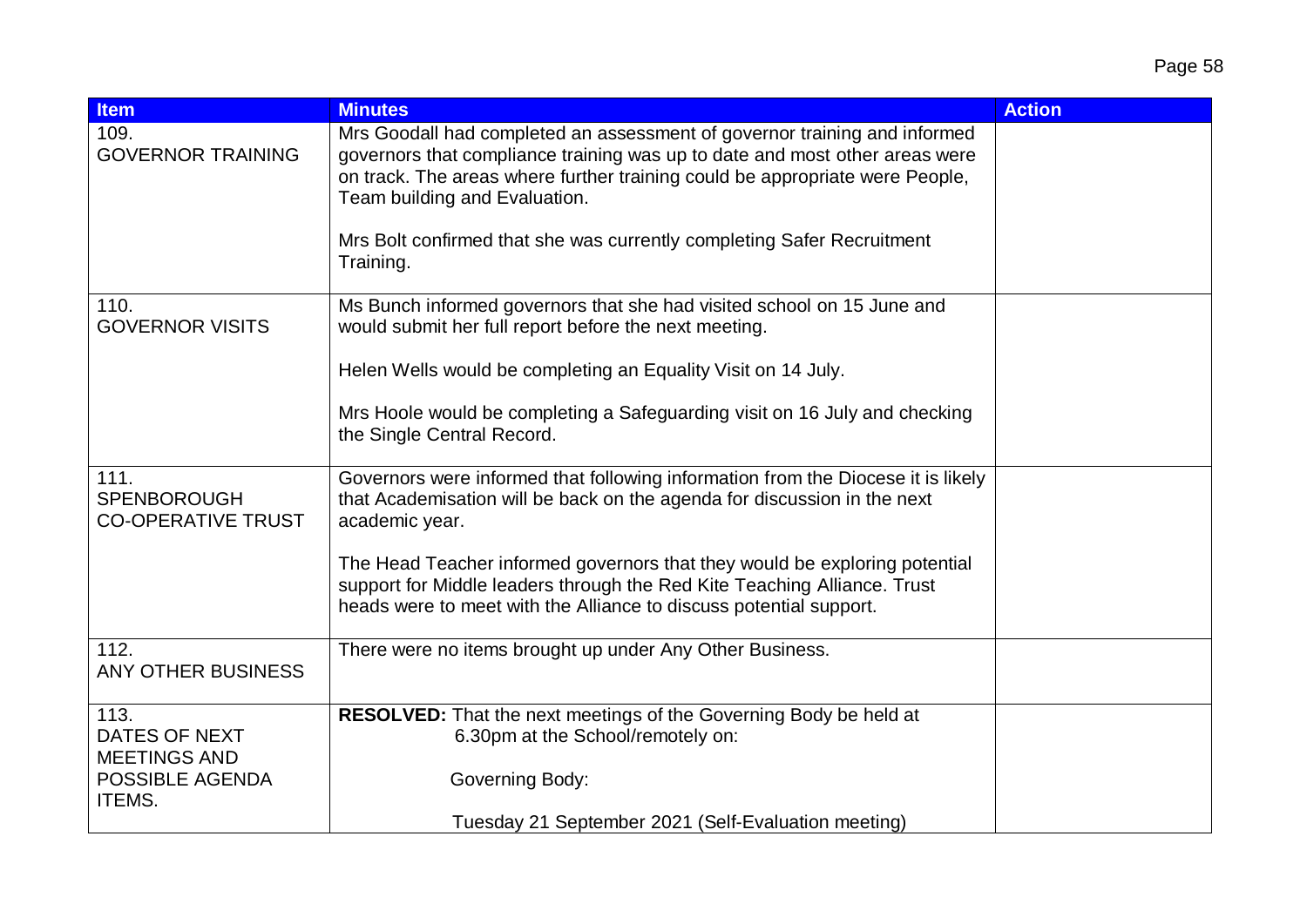| Item | Minutes | Action |
|---|---|---|
| 109. GOVERNOR TRAINING | Mrs Goodall had completed an assessment of governor training and informed governors that compliance training was up to date and most other areas were on track. The areas where further training could be appropriate were People, Team building and Evaluation.<br><br>Mrs Bolt confirmed that she was currently completing Safer Recruitment Training. | |
| 110. GOVERNOR VISITS | Ms Bunch informed governors that she had visited school on 15 June and would submit her full report before the next meeting.<br><br>Helen Wells would be completing an Equality Visit on 14 July.<br><br>Mrs Hoole would be completing a Safeguarding visit on 16 July and checking the Single Central Record. | |
| 111. SPENBOROUGH CO-OPERATIVE TRUST | Governors were informed that following information from the Diocese it is likely that Academisation will be back on the agenda for discussion in the next academic year.<br><br>The Head Teacher informed governors that they would be exploring potential support for Middle leaders through the Red Kite Teaching Alliance. Trust heads were to meet with the Alliance to discuss potential support. | |
| 112. ANY OTHER BUSINESS | There were no items brought up under Any Other Business. | |
| 113. DATES OF NEXT MEETINGS AND POSSIBLE AGENDA ITEMS. | **RESOLVED:** That the next meetings of the Governing Body be held at 6.30pm at the School/remotely on:<br><br>Governing Body:<br><br>Tuesday 21 September 2021 (Self-Evaluation meeting) | |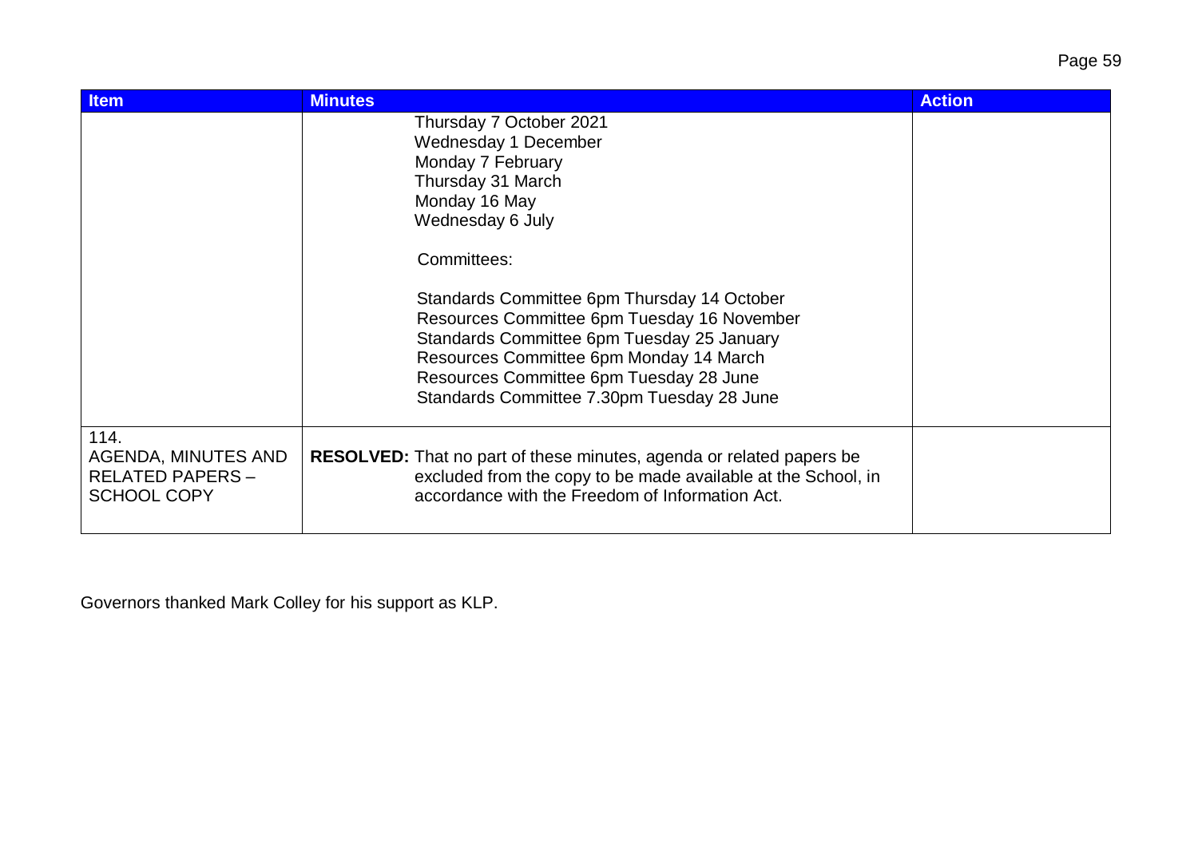| Item | Minutes | Action |
|---|---|---|
| | Thursday 7 October 2021<br>Wednesday 1 December<br>Monday 7 February<br>Thursday 31 March<br>Monday 16 May<br>Wednesday 6 July<br><br>Committees:<br><br>Standards Committee 6pm Thursday 14 October<br>Resources Committee 6pm Tuesday 16 November<br>Standards Committee 6pm Tuesday 25 January<br>Resources Committee 6pm Monday 14 March<br>Resources Committee 6pm Tuesday 28 June<br>Standards Committee 7.30pm Tuesday 28 June | |
| 114.<br>AGENDA, MINUTES AND RELATED PAPERS – SCHOOL COPY | **RESOLVED:** That no part of these minutes, agenda or related papers be excluded from the copy to be made available at the School, in accordance with the Freedom of Information Act. | |

Governors thanked Mark Colley for his support as KLP.